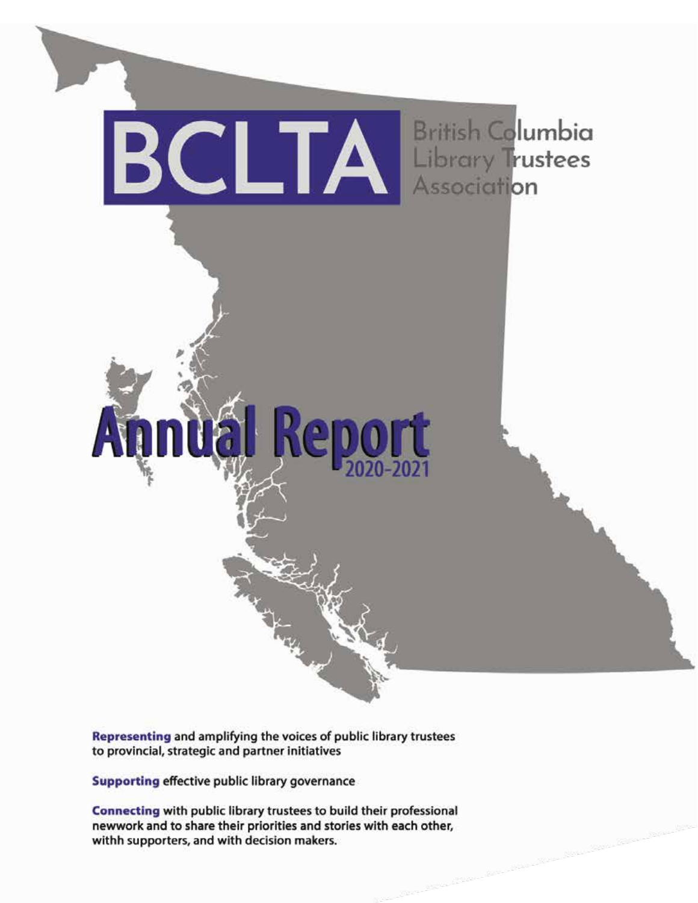# BCLTA

British Columbia Library Trustees Association

# Annual Report 2020-2021

**Representing** and amplifying the voices of public library trustees to provincial, strategic and partner initiatives

**Supporting** effective public library governance

**Connecting** with public library trustees to build their professional newwork and to share their priorities and stories with each other, withh supporters, and with decision makers.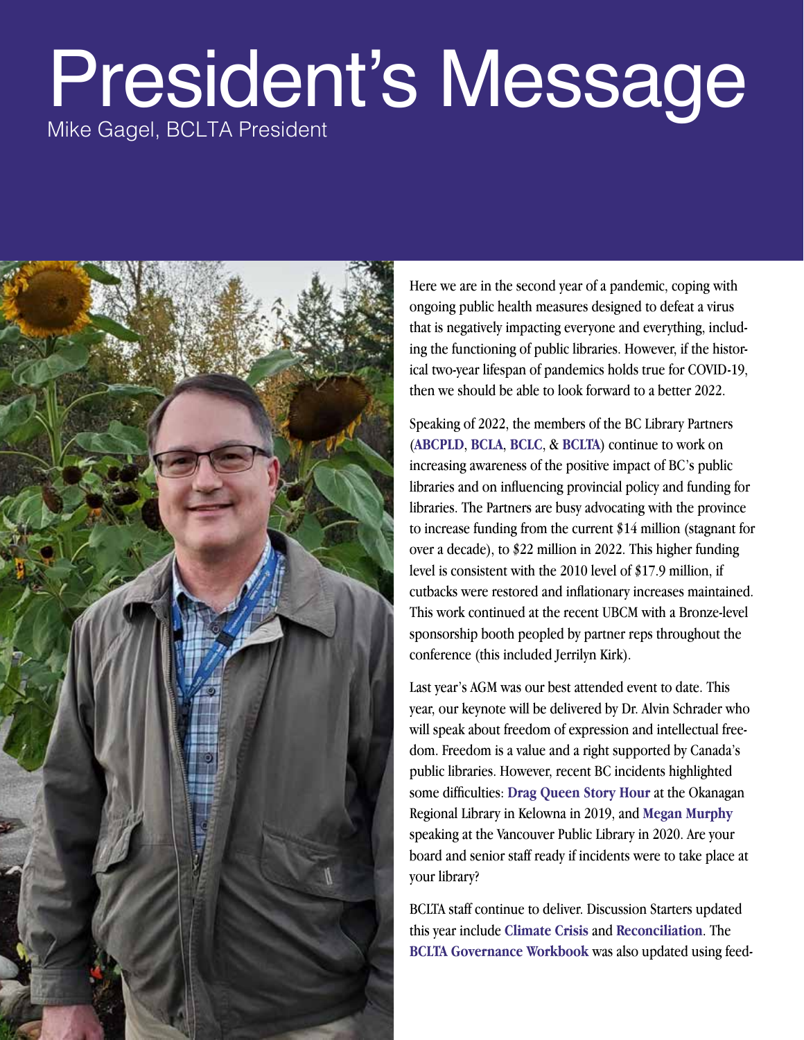# President's Message

Mike Gagel, BCLTA President

Here we are in the second year of a pandemic, coping with ongoing public health measures designed to defeat a virus that is negatively impacting everyone and everything, including the functioning of public libraries. However, if the historical two-year lifespan of pandemics holds true for COVID-19, then we should be able to look forward to a better 2022.

Speaking of 2022, the members of the BC Library Partners (**ABCPLD**, **BCLA**, **BCLC**, & **BCLTA**) continue to work on increasing awareness of the positive impact of BC's public libraries and on influencing provincial policy and funding for libraries. The Partners are busy advocating with the province to increase funding from the current $14 million (stagnant for over a decade), to $22 million in 2022. This higher funding level is consistent with the 2010 level of $17.9 million, if cutbacks were restored and inflationary increases maintained. This work continued at the recent UBCM with a Bronze-level sponsorship booth peopled by partner reps throughout the conference (this included Jerrilyn Kirk).

Last year's AGM was our best attended event to date. This year, our keynote will be delivered by Dr. Alvin Schrader who will speak about freedom of expression and intellectual freedom. Freedom is a value and a right supported by Canada's public libraries. However, recent BC incidents highlighted some difficulties: **Drag Queen Story Hour** at the Okanagan Regional Library in Kelowna in 2019, and **Megan Murphy** speaking at the Vancouver Public Library in 2020. Are your board and senior staff ready if incidents were to take place at your library?

BCLTA staff continue to deliver. Discussion Starters updated this year include **Climate Crisis** and **Reconciliation**. The **BCLTA Governance Workbook** was also updated using feed-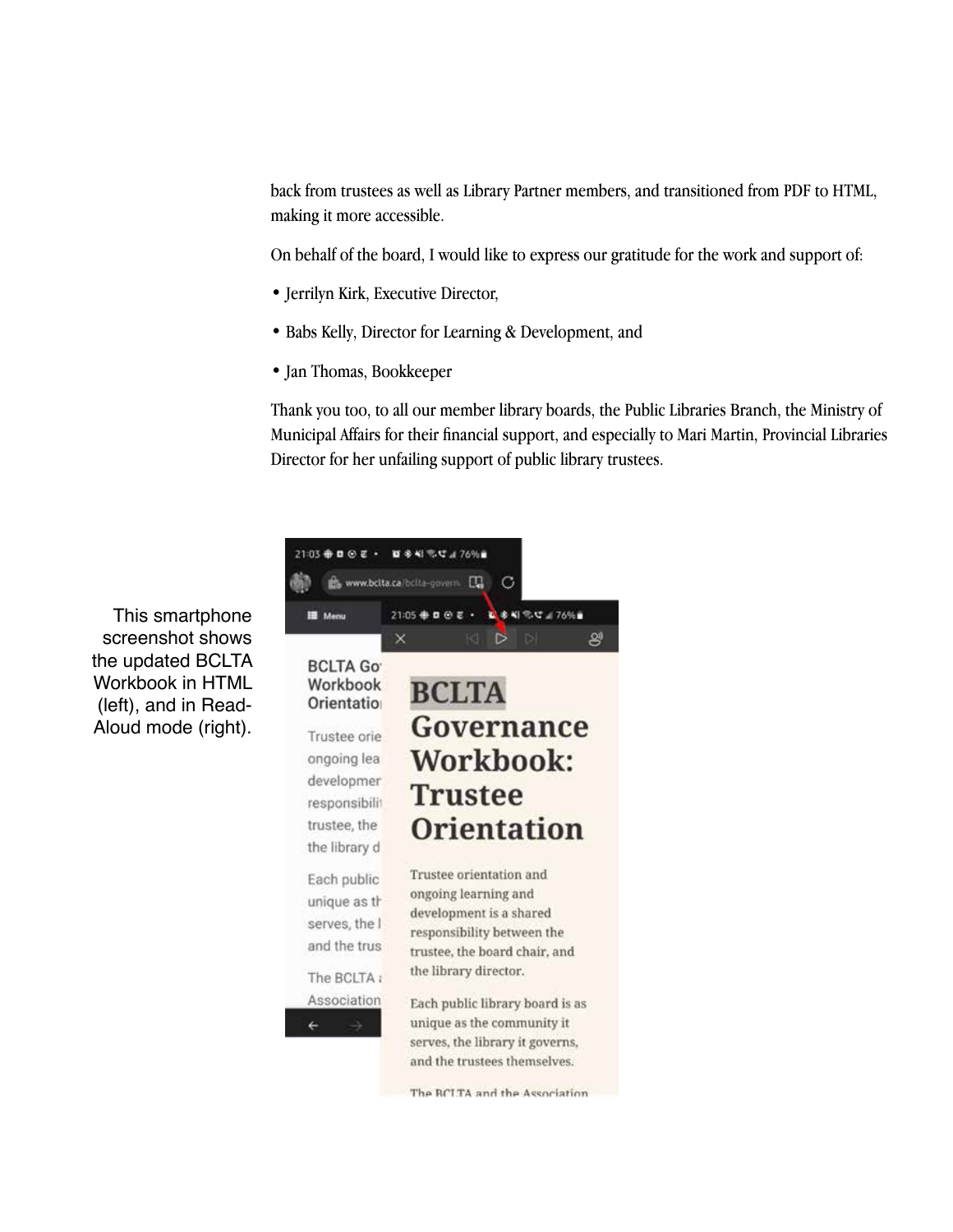back from trustees as well as Library Partner members, and transitioned from PDF to HTML, making it more accessible.

On behalf of the board, I would like to express our gratitude for the work and support of:

- Jerrilyn Kirk, Executive Director,
- Babs Kelly, Director for Learning & Development, and
- Jan Thomas, Bookkeeper

Thank you too, to all our member library boards, the Public Libraries Branch, the Ministry of Municipal Affairs for their financial support, and especially to Mari Martin, Provincial Libraries Director for her unfailing support of public library trustees.

This smartphone screenshot shows the updated BCLTA Workbook in HTML (left), and in Read-Aloud mode (right).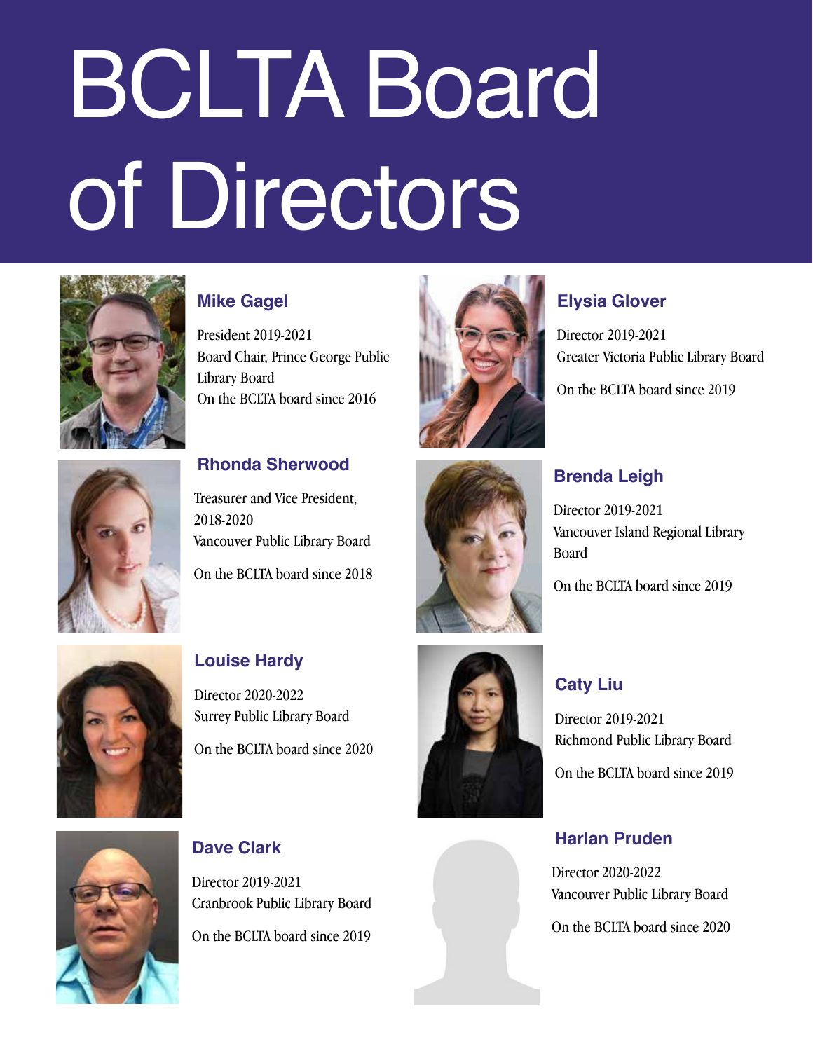# BCLTA Board of Directors

### Mike Gagel

President 2019-2021
Board Chair, Prince George Public Library Board
On the BCLTA board since 2016

### Rhonda Sherwood

Treasurer and Vice President, 2018-2020
Vancouver Public Library Board

On the BCLTA board since 2018

### Louise Hardy

Director 2020-2022
Surrey Public Library Board

On the BCLTA board since 2020

### Dave Clark

Director 2019-2021
Cranbrook Public Library Board

On the BCLTA board since 2019

### Elysia Glover

Director 2019-2021
Greater Victoria Public Library Board

On the BCLTA board since 2019

### Brenda Leigh

Director 2019-2021
Vancouver Island Regional Library Board

On the BCLTA board since 2019

### Caty Liu

Director 2019-2021
Richmond Public Library Board

On the BCLTA board since 2019

### Harlan Pruden

Director 2020-2022
Vancouver Public Library Board

On the BCLTA board since 2020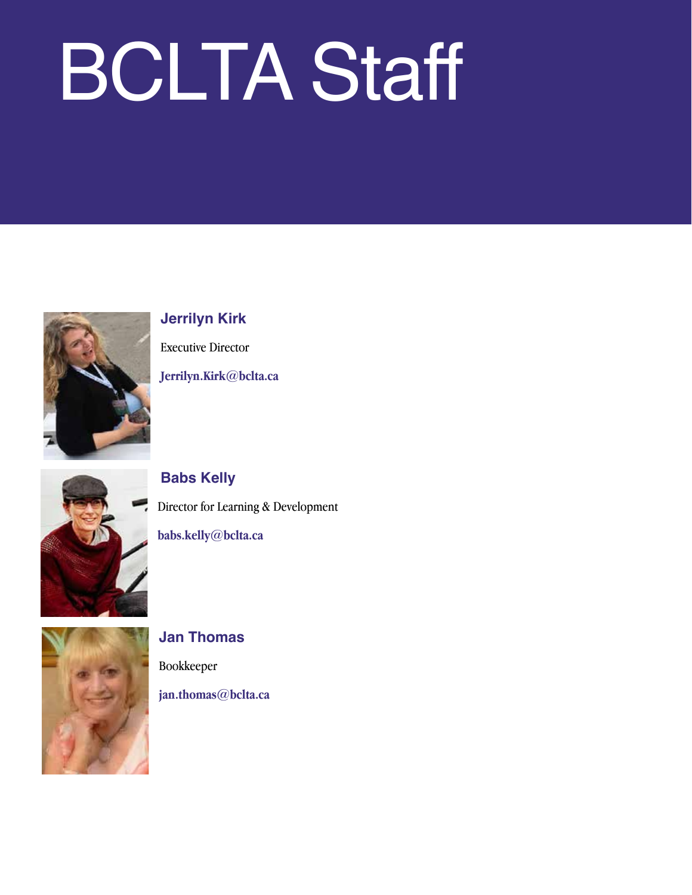# BCLTA Staff

### Jerrilyn Kirk

Executive Director

Jerrilyn.Kirk@bclta.ca

### Babs Kelly

Director for Learning & Development

babs.kelly@bclta.ca

### Jan Thomas

Bookkeeper

jan.thomas@bclta.ca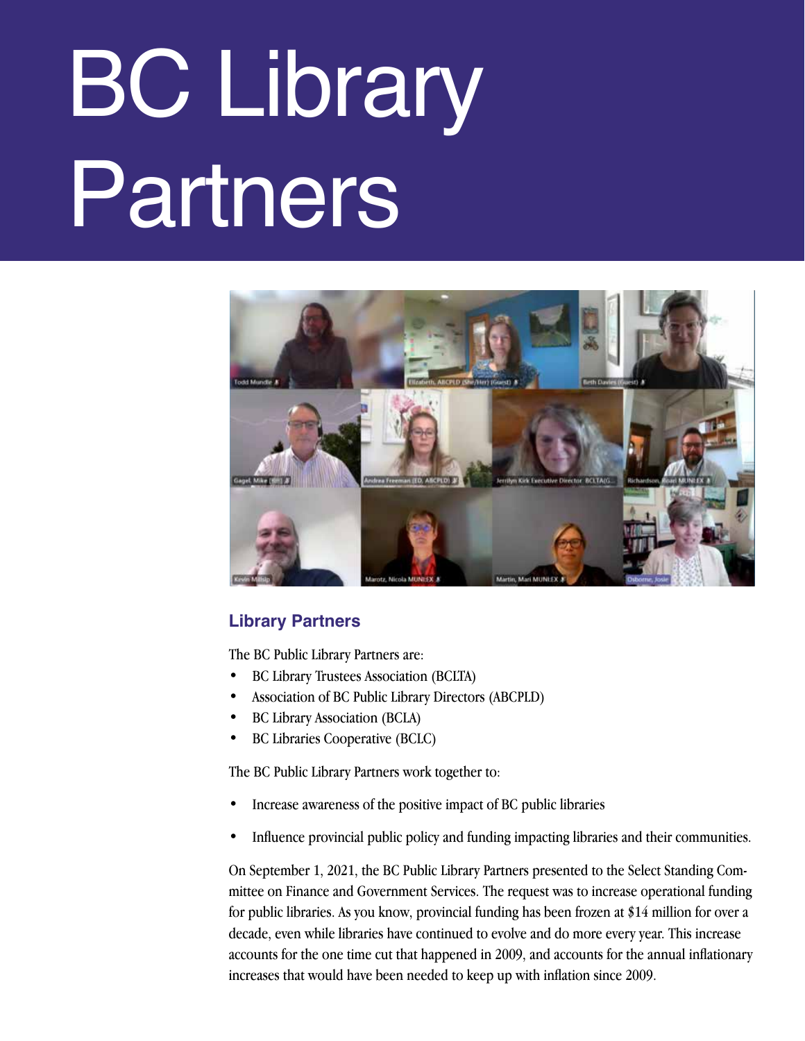# BC Library Partners

## Library Partners

The BC Public Library Partners are:

- BC Library Trustees Association (BCLTA)
- Association of BC Public Library Directors (ABCPLD)
- BC Library Association (BCLA)
- BC Libraries Cooperative (BCLC)

The BC Public Library Partners work together to:

- Increase awareness of the positive impact of BC public libraries
- Influence provincial public policy and funding impacting libraries and their communities.

On September 1, 2021, the BC Public Library Partners presented to the Select Standing Committee on Finance and Government Services. The request was to increase operational funding for public libraries. As you know, provincial funding has been frozen at $14 million for over a decade, even while libraries have continued to evolve and do more every year. This increase accounts for the one time cut that happened in 2009, and accounts for the annual inflationary increases that would have been needed to keep up with inflation since 2009.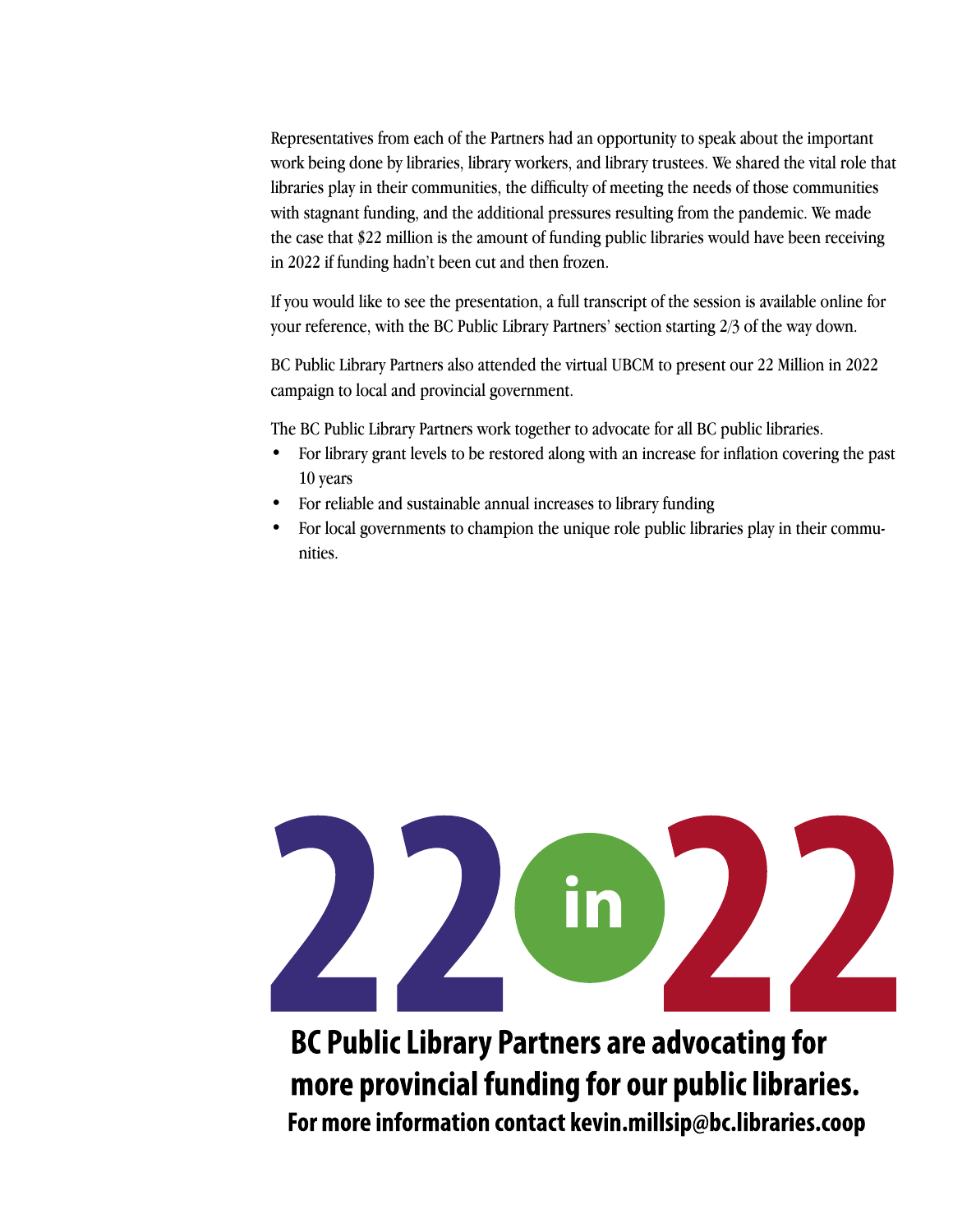Representatives from each of the Partners had an opportunity to speak about the important work being done by libraries, library workers, and library trustees. We shared the vital role that libraries play in their communities, the difficulty of meeting the needs of those communities with stagnant funding, and the additional pressures resulting from the pandemic. We made the case that $22 million is the amount of funding public libraries would have been receiving in 2022 if funding hadn't been cut and then frozen.

If you would like to see the presentation, a full transcript of the session is available online for your reference, with the BC Public Library Partners' section starting 2/3 of the way down.

BC Public Library Partners also attended the virtual UBCM to present our 22 Million in 2022 campaign to local and provincial government.

The BC Public Library Partners work together to advocate for all BC public libraries.

- For library grant levels to be restored along with an increase for inflation covering the past 10 years
- For reliable and sustainable annual increases to library funding
- For local governments to champion the unique role public libraries play in their communities.

22 in 22

**BC Public Library Partners are advocating for more provincial funding for our public libraries.**

**For more information contact kevin.millsip@bc.libraries.coop**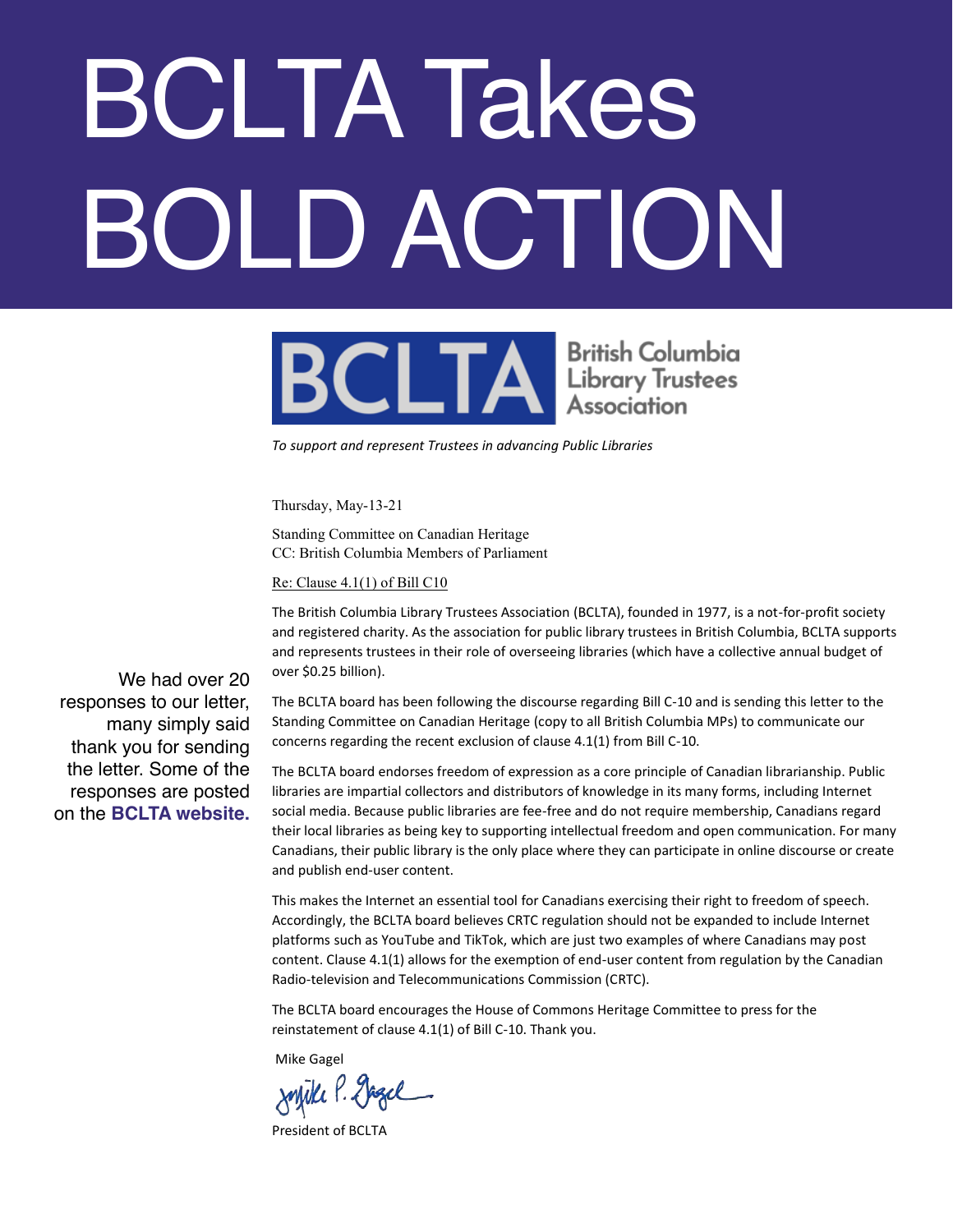# BCLTA Takes BOLD ACTION

**BCLTA** British Columbia Library Trustees Association

*To support and represent Trustees in advancing Public Libraries*

We had over 20 responses to our letter, many simply said thank you for sending the letter. Some of the responses are posted on the **BCLTA website.**

Thursday, May-13-21

Standing Committee on Canadian Heritage
CC: British Columbia Members of Parliament

Re: Clause 4.1(1) of Bill C10

The British Columbia Library Trustees Association (BCLTA), founded in 1977, is a not-for-profit society and registered charity. As the association for public library trustees in British Columbia, BCLTA supports and represents trustees in their role of overseeing libraries (which have a collective annual budget of over $0.25 billion).

The BCLTA board has been following the discourse regarding Bill C-10 and is sending this letter to the Standing Committee on Canadian Heritage (copy to all British Columbia MPs) to communicate our concerns regarding the recent exclusion of clause 4.1(1) from Bill C-10.

The BCLTA board endorses freedom of expression as a core principle of Canadian librarianship. Public libraries are impartial collectors and distributors of knowledge in its many forms, including Internet social media. Because public libraries are fee-free and do not require membership, Canadians regard their local libraries as being key to supporting intellectual freedom and open communication. For many Canadians, their public library is the only place where they can participate in online discourse or create and publish end-user content.

This makes the Internet an essential tool for Canadians exercising their right to freedom of speech. Accordingly, the BCLTA board believes CRTC regulation should not be expanded to include Internet platforms such as YouTube and TikTok, which are just two examples of where Canadians may post content. Clause 4.1(1) allows for the exemption of end-user content from regulation by the Canadian Radio-television and Telecommunications Commission (CRTC).

The BCLTA board encourages the House of Commons Heritage Committee to press for the reinstatement of clause 4.1(1) of Bill C-10. Thank you.

Mike Gagel

President of BCLTA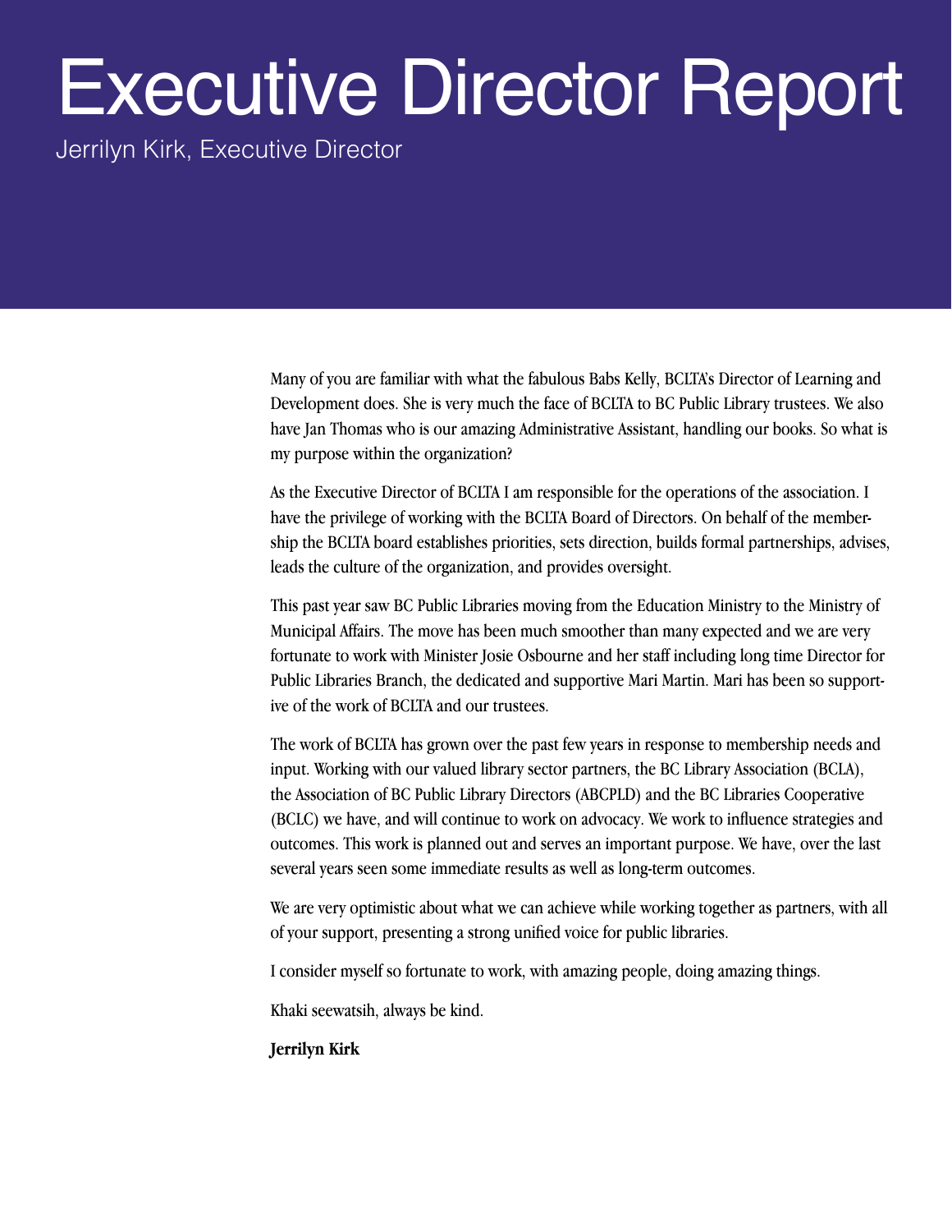# Executive Director Report

Jerrilyn Kirk, Executive Director

Many of you are familiar with what the fabulous Babs Kelly, BCLTA's Director of Learning and Development does. She is very much the face of BCLTA to BC Public Library trustees. We also have Jan Thomas who is our amazing Administrative Assistant, handling our books. So what is my purpose within the organization?

As the Executive Director of BCLTA I am responsible for the operations of the association. I have the privilege of working with the BCLTA Board of Directors. On behalf of the membership the BCLTA board establishes priorities, sets direction, builds formal partnerships, advises, leads the culture of the organization, and provides oversight.

This past year saw BC Public Libraries moving from the Education Ministry to the Ministry of Municipal Affairs. The move has been much smoother than many expected and we are very fortunate to work with Minister Josie Osbourne and her staff including long time Director for Public Libraries Branch, the dedicated and supportive Mari Martin. Mari has been so supportive of the work of BCLTA and our trustees.

The work of BCLTA has grown over the past few years in response to membership needs and input. Working with our valued library sector partners, the BC Library Association (BCLA), the Association of BC Public Library Directors (ABCPLD) and the BC Libraries Cooperative (BCLC) we have, and will continue to work on advocacy. We work to influence strategies and outcomes. This work is planned out and serves an important purpose. We have, over the last several years seen some immediate results as well as long-term outcomes.

We are very optimistic about what we can achieve while working together as partners, with all of your support, presenting a strong unified voice for public libraries.

I consider myself so fortunate to work, with amazing people, doing amazing things.

Khaki seewatsih, always be kind.

**Jerrilyn Kirk**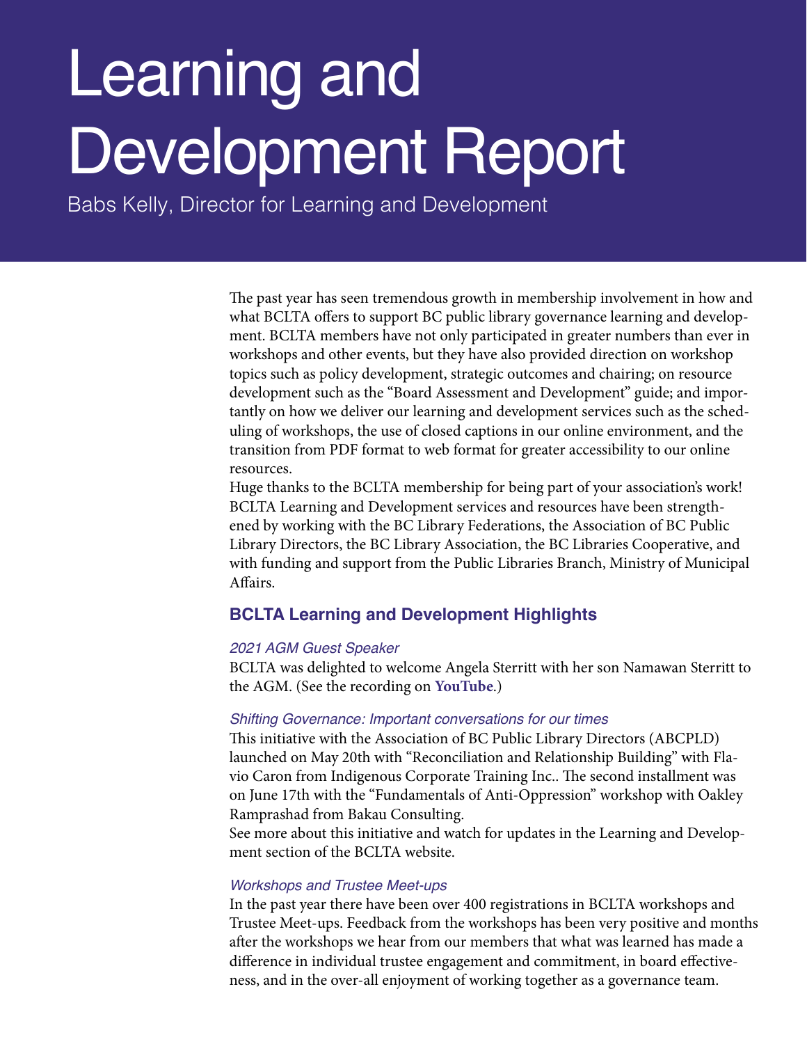# Learning and Development Report

Babs Kelly, Director for Learning and Development

The past year has seen tremendous growth in membership involvement in how and what BCLTA offers to support BC public library governance learning and development. BCLTA members have not only participated in greater numbers than ever in workshops and other events, but they have also provided direction on workshop topics such as policy development, strategic outcomes and chairing; on resource development such as the "Board Assessment and Development" guide; and importantly on how we deliver our learning and development services such as the scheduling of workshops, the use of closed captions in our online environment, and the transition from PDF format to web format for greater accessibility to our online resources.

Huge thanks to the BCLTA membership for being part of your association's work! BCLTA Learning and Development services and resources have been strengthened by working with the BC Library Federations, the Association of BC Public Library Directors, the BC Library Association, the BC Libraries Cooperative, and with funding and support from the Public Libraries Branch, Ministry of Municipal Affairs.

## BCLTA Learning and Development Highlights

### *2021 AGM Guest Speaker*

BCLTA was delighted to welcome Angela Sterritt with her son Namawan Sterritt to the AGM. (See the recording on **YouTube**.)

### *Shifting Governance: Important conversations for our times*

This initiative with the Association of BC Public Library Directors (ABCPLD) launched on May 20th with "Reconciliation and Relationship Building" with Flavio Caron from Indigenous Corporate Training Inc.. The second installment was on June 17th with the "Fundamentals of Anti-Oppression" workshop with Oakley Ramprashad from Bakau Consulting.

See more about this initiative and watch for updates in the Learning and Development section of the BCLTA website.

### *Workshops and Trustee Meet-ups*

In the past year there have been over 400 registrations in BCLTA workshops and Trustee Meet-ups. Feedback from the workshops has been very positive and months after the workshops we hear from our members that what was learned has made a difference in individual trustee engagement and commitment, in board effectiveness, and in the over-all enjoyment of working together as a governance team.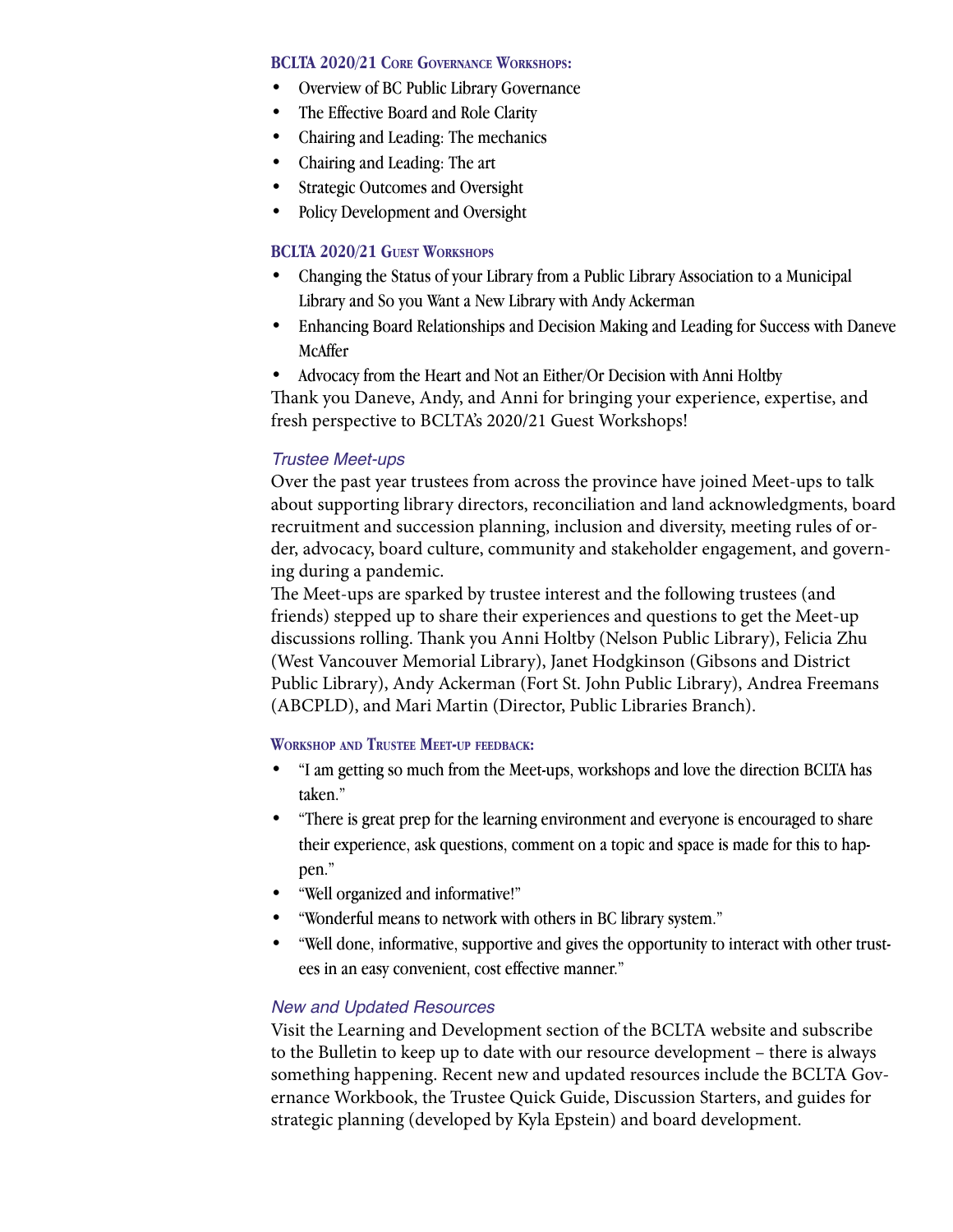### BCLTA 2020/21 Core Governance Workshops:

- Overview of BC Public Library Governance
- The Effective Board and Role Clarity
- Chairing and Leading: The mechanics
- Chairing and Leading: The art
- Strategic Outcomes and Oversight
- Policy Development and Oversight

### BCLTA 2020/21 Guest Workshops

- Changing the Status of your Library from a Public Library Association to a Municipal Library and So you Want a New Library with Andy Ackerman
- Enhancing Board Relationships and Decision Making and Leading for Success with Daneve McAffer
- Advocacy from the Heart and Not an Either/Or Decision with Anni Holtby

Thank you Daneve, Andy, and Anni for bringing your experience, expertise, and fresh perspective to BCLTA's 2020/21 Guest Workshops!

### *Trustee Meet-ups*

Over the past year trustees from across the province have joined Meet-ups to talk about supporting library directors, reconciliation and land acknowledgments, board recruitment and succession planning, inclusion and diversity, meeting rules of order, advocacy, board culture, community and stakeholder engagement, and governing during a pandemic.

The Meet-ups are sparked by trustee interest and the following trustees (and friends) stepped up to share their experiences and questions to get the Meet-up discussions rolling. Thank you Anni Holtby (Nelson Public Library), Felicia Zhu (West Vancouver Memorial Library), Janet Hodgkinson (Gibsons and District Public Library), Andy Ackerman (Fort St. John Public Library), Andrea Freemans (ABCPLD), and Mari Martin (Director, Public Libraries Branch).

### Workshop and Trustee Meet-up feedback:

- "I am getting so much from the Meet-ups, workshops and love the direction BCLTA has taken."
- "There is great prep for the learning environment and everyone is encouraged to share their experience, ask questions, comment on a topic and space is made for this to happen."
- "Well organized and informative!"
- "Wonderful means to network with others in BC library system."
- "Well done, informative, supportive and gives the opportunity to interact with other trustees in an easy convenient, cost effective manner."

### *New and Updated Resources*

Visit the Learning and Development section of the BCLTA website and subscribe to the Bulletin to keep up to date with our resource development – there is always something happening. Recent new and updated resources include the BCLTA Governance Workbook, the Trustee Quick Guide, Discussion Starters, and guides for strategic planning (developed by Kyla Epstein) and board development.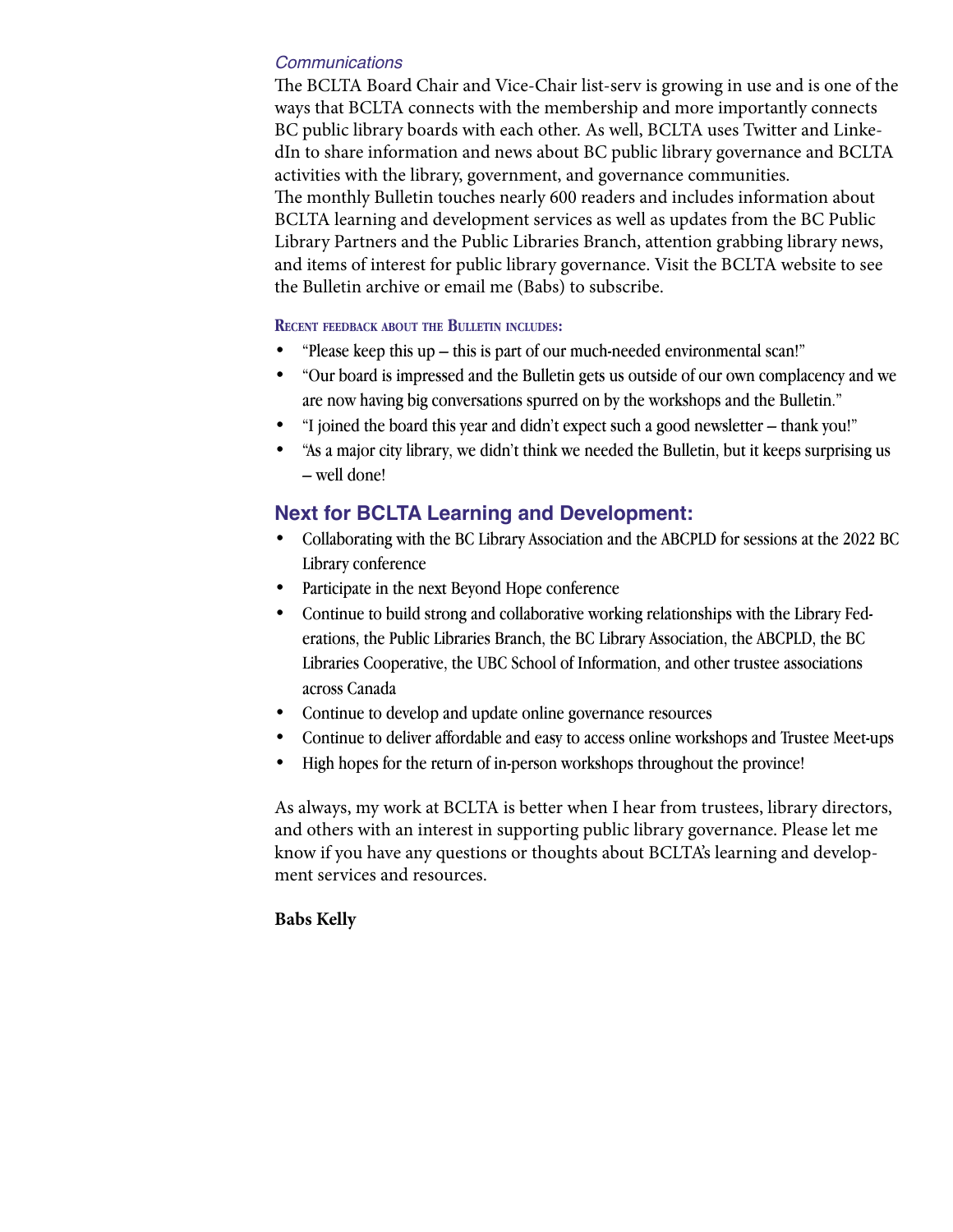*Communications*

The BCLTA Board Chair and Vice-Chair list-serv is growing in use and is one of the ways that BCLTA connects with the membership and more importantly connects BC public library boards with each other. As well, BCLTA uses Twitter and LinkedIn to share information and news about BC public library governance and BCLTA activities with the library, government, and governance communities.
The monthly Bulletin touches nearly 600 readers and includes information about BCLTA learning and development services as well as updates from the BC Public Library Partners and the Public Libraries Branch, attention grabbing library news, and items of interest for public library governance. Visit the BCLTA website to see the Bulletin archive or email me (Babs) to subscribe.

**Recent feedback about the Bulletin includes:**

- "Please keep this up – this is part of our much-needed environmental scan!"
- "Our board is impressed and the Bulletin gets us outside of our own complacency and we are now having big conversations spurred on by the workshops and the Bulletin."
- "I joined the board this year and didn't expect such a good newsletter – thank you!"
- "As a major city library, we didn't think we needed the Bulletin, but it keeps surprising us – well done!

## Next for BCLTA Learning and Development:

- Collaborating with the BC Library Association and the ABCPLD for sessions at the 2022 BC Library conference
- Participate in the next Beyond Hope conference
- Continue to build strong and collaborative working relationships with the Library Federations, the Public Libraries Branch, the BC Library Association, the ABCPLD, the BC Libraries Cooperative, the UBC School of Information, and other trustee associations across Canada
- Continue to develop and update online governance resources
- Continue to deliver affordable and easy to access online workshops and Trustee Meet-ups
- High hopes for the return of in-person workshops throughout the province!

As always, my work at BCLTA is better when I hear from trustees, library directors, and others with an interest in supporting public library governance. Please let me know if you have any questions or thoughts about BCLTA's learning and development services and resources.

**Babs Kelly**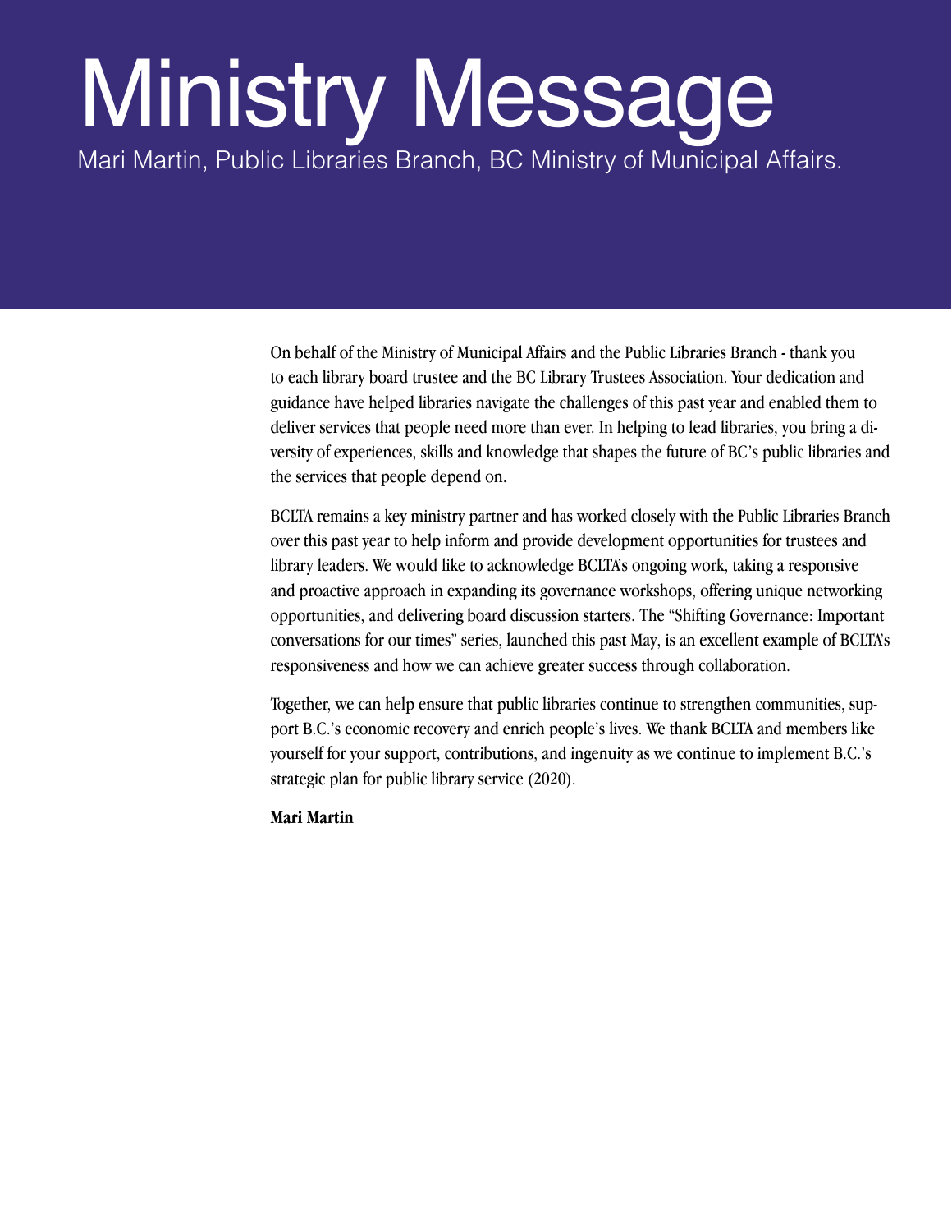# Ministry Message

Mari Martin, Public Libraries Branch, BC Ministry of Municipal Affairs.

On behalf of the Ministry of Municipal Affairs and the Public Libraries Branch - thank you to each library board trustee and the BC Library Trustees Association. Your dedication and guidance have helped libraries navigate the challenges of this past year and enabled them to deliver services that people need more than ever. In helping to lead libraries, you bring a diversity of experiences, skills and knowledge that shapes the future of BC's public libraries and the services that people depend on.

BCLTA remains a key ministry partner and has worked closely with the Public Libraries Branch over this past year to help inform and provide development opportunities for trustees and library leaders. We would like to acknowledge BCLTA's ongoing work, taking a responsive and proactive approach in expanding its governance workshops, offering unique networking opportunities, and delivering board discussion starters. The "Shifting Governance: Important conversations for our times" series, launched this past May, is an excellent example of BCLTA's responsiveness and how we can achieve greater success through collaboration.

Together, we can help ensure that public libraries continue to strengthen communities, support B.C.'s economic recovery and enrich people's lives. We thank BCLTA and members like yourself for your support, contributions, and ingenuity as we continue to implement B.C.'s strategic plan for public library service (2020).

**Mari Martin**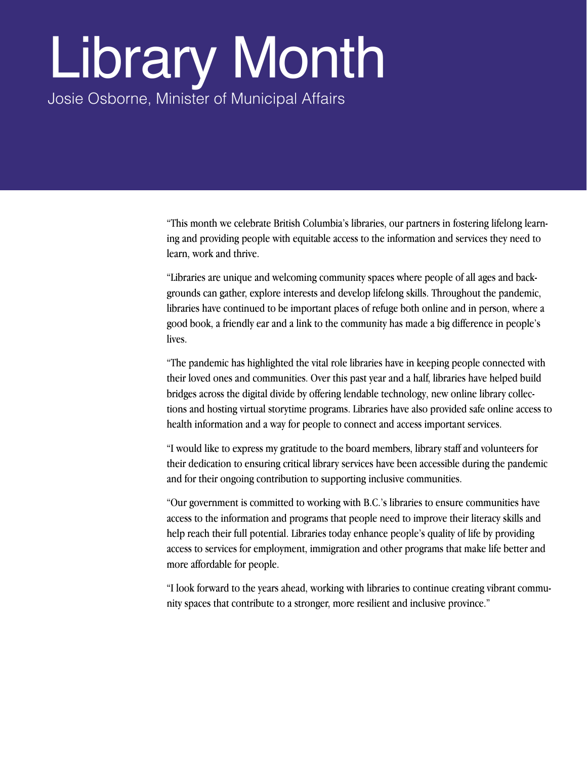# Library Month

Josie Osborne, Minister of Municipal Affairs

"This month we celebrate British Columbia's libraries, our partners in fostering lifelong learning and providing people with equitable access to the information and services they need to learn, work and thrive.

"Libraries are unique and welcoming community spaces where people of all ages and backgrounds can gather, explore interests and develop lifelong skills. Throughout the pandemic, libraries have continued to be important places of refuge both online and in person, where a good book, a friendly ear and a link to the community has made a big difference in people's lives.

"The pandemic has highlighted the vital role libraries have in keeping people connected with their loved ones and communities. Over this past year and a half, libraries have helped build bridges across the digital divide by offering lendable technology, new online library collections and hosting virtual storytime programs. Libraries have also provided safe online access to health information and a way for people to connect and access important services.

"I would like to express my gratitude to the board members, library staff and volunteers for their dedication to ensuring critical library services have been accessible during the pandemic and for their ongoing contribution to supporting inclusive communities.

"Our government is committed to working with B.C.'s libraries to ensure communities have access to the information and programs that people need to improve their literacy skills and help reach their full potential. Libraries today enhance people's quality of life by providing access to services for employment, immigration and other programs that make life better and more affordable for people.

"I look forward to the years ahead, working with libraries to continue creating vibrant community spaces that contribute to a stronger, more resilient and inclusive province."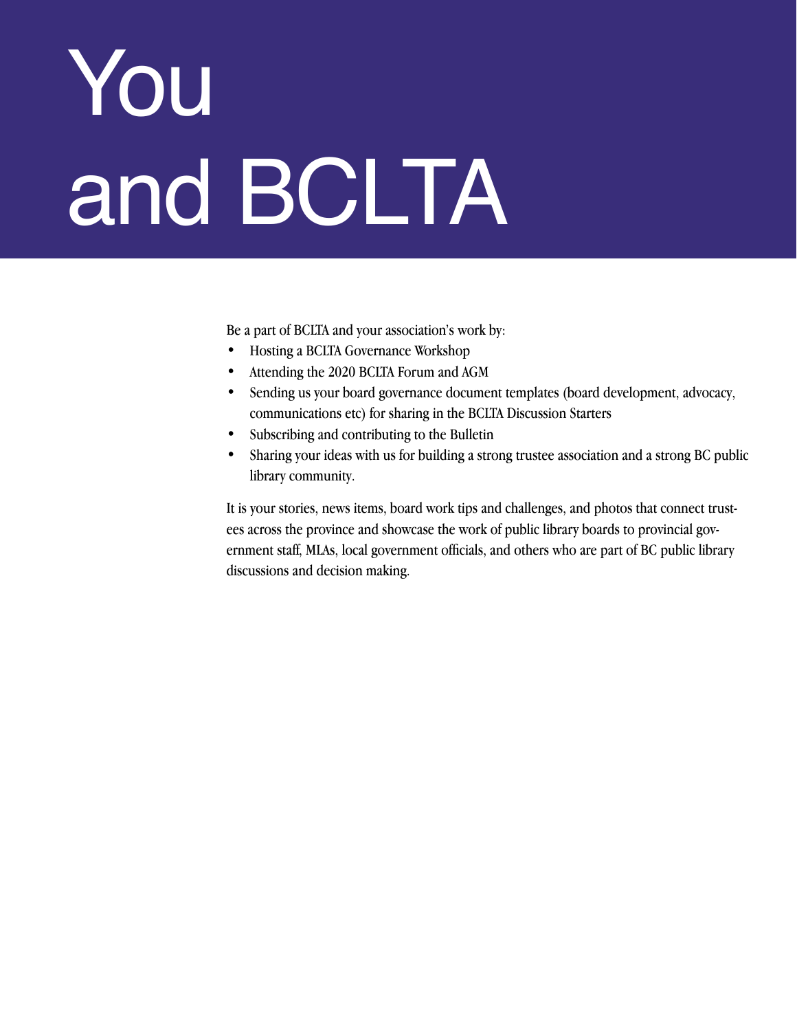# You and BCLTA

Be a part of BCLTA and your association's work by:

- Hosting a BCLTA Governance Workshop
- Attending the 2020 BCLTA Forum and AGM
- Sending us your board governance document templates (board development, advocacy, communications etc) for sharing in the BCLTA Discussion Starters
- Subscribing and contributing to the Bulletin
- Sharing your ideas with us for building a strong trustee association and a strong BC public library community.

It is your stories, news items, board work tips and challenges, and photos that connect trustees across the province and showcase the work of public library boards to provincial government staff, MLAs, local government officials, and others who are part of BC public library discussions and decision making.